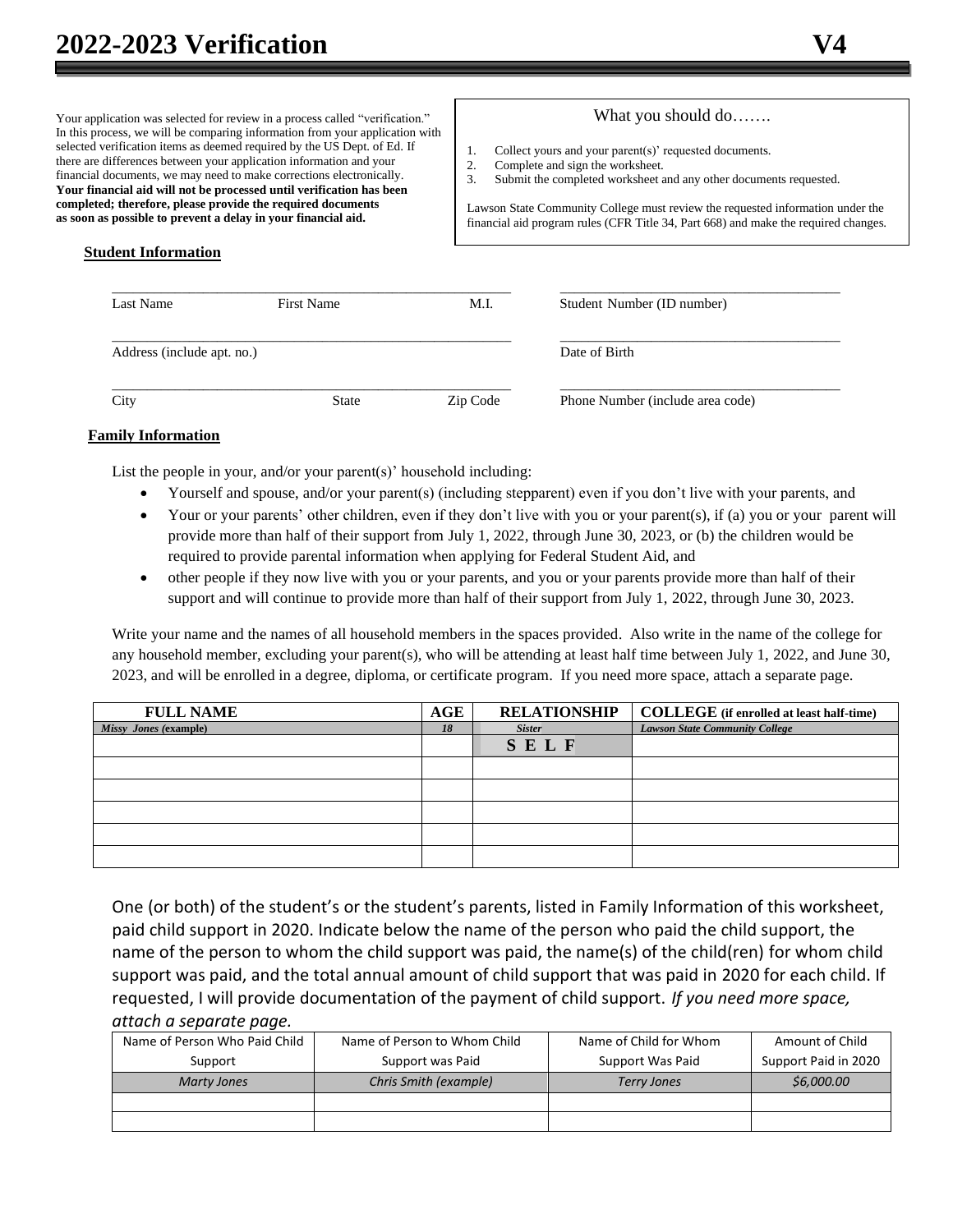# 2022-2023 Verification V4

Your application was selected for review in a process called "verification." In this process, we will be comparing information from your application with selected verification items as deemed required by the US Dept. of Ed. If there are differences between your application information and your financial documents, we may need to make corrections electronically. **Your financial aid will not be processed until verification has been completed; therefore, please provide the required documents as soon as possible to prevent a delay in your financial aid.**

What you should do…….

1. Collect yours and your parent(s)' requested documents.
2. Complete and sign the worksheet.
3. Submit the completed worksheet and any other documents requested.

Lawson State Community College must review the requested information under the financial aid program rules (CFR Title 34, Part 668) and make the required changes.

**Student Information**

______________________________________________________ ________________________________________
Last Name First Name M.I. Student Number (ID number)

______________________________________________________ ________________________________________
Address (include apt. no.) Date of Birth

______________________________________________________ ________________________________________
City State Zip Code Phone Number (include area code)

**Family Information**

List the people in your, and/or your parent(s)' household including:

- Yourself and spouse, and/or your parent(s) (including stepparent) even if you don't live with your parents, and
- Your or your parents' other children, even if they don't live with you or your parent(s), if (a) you or your parent will provide more than half of their support from July 1, 2022, through June 30, 2023, or (b) the children would be required to provide parental information when applying for Federal Student Aid, and
- other people if they now live with you or your parents, and you or your parents provide more than half of their support and will continue to provide more than half of their support from July 1, 2022, through June 30, 2023.

Write your name and the names of all household members in the spaces provided. Also write in the name of the college for any household member, excluding your parent(s), who will be attending at least half time between July 1, 2022, and June 30, 2023, and will be enrolled in a degree, diploma, or certificate program. If you need more space, attach a separate page.

| FULL NAME | AGE | RELATIONSHIP | COLLEGE (if enrolled at least half-time) |
|---|---|---|---|
| *Missy Jones (example)* | *18* | *Sister* | *Lawson State Community College* |
| | | S E L F | |
| | | | |
| | | | |
| | | | |
| | | | |
| | | | |

One (or both) of the student's or the student's parents, listed in Family Information of this worksheet, paid child support in 2020. Indicate below the name of the person who paid the child support, the name of the person to whom the child support was paid, the name(s) of the child(ren) for whom child support was paid, and the total annual amount of child support that was paid in 2020 for each child. If requested, I will provide documentation of the payment of child support. *If you need more space, attach a separate page.*

| Name of Person Who Paid Child Support | Name of Person to Whom Child Support was Paid | Name of Child for Whom Support Was Paid | Amount of Child Support Paid in 2020 |
|---|---|---|---|
| *Marty Jones* | *Chris Smith (example)* | *Terry Jones* | *$6,000.00* |
| | | | |
| | | | |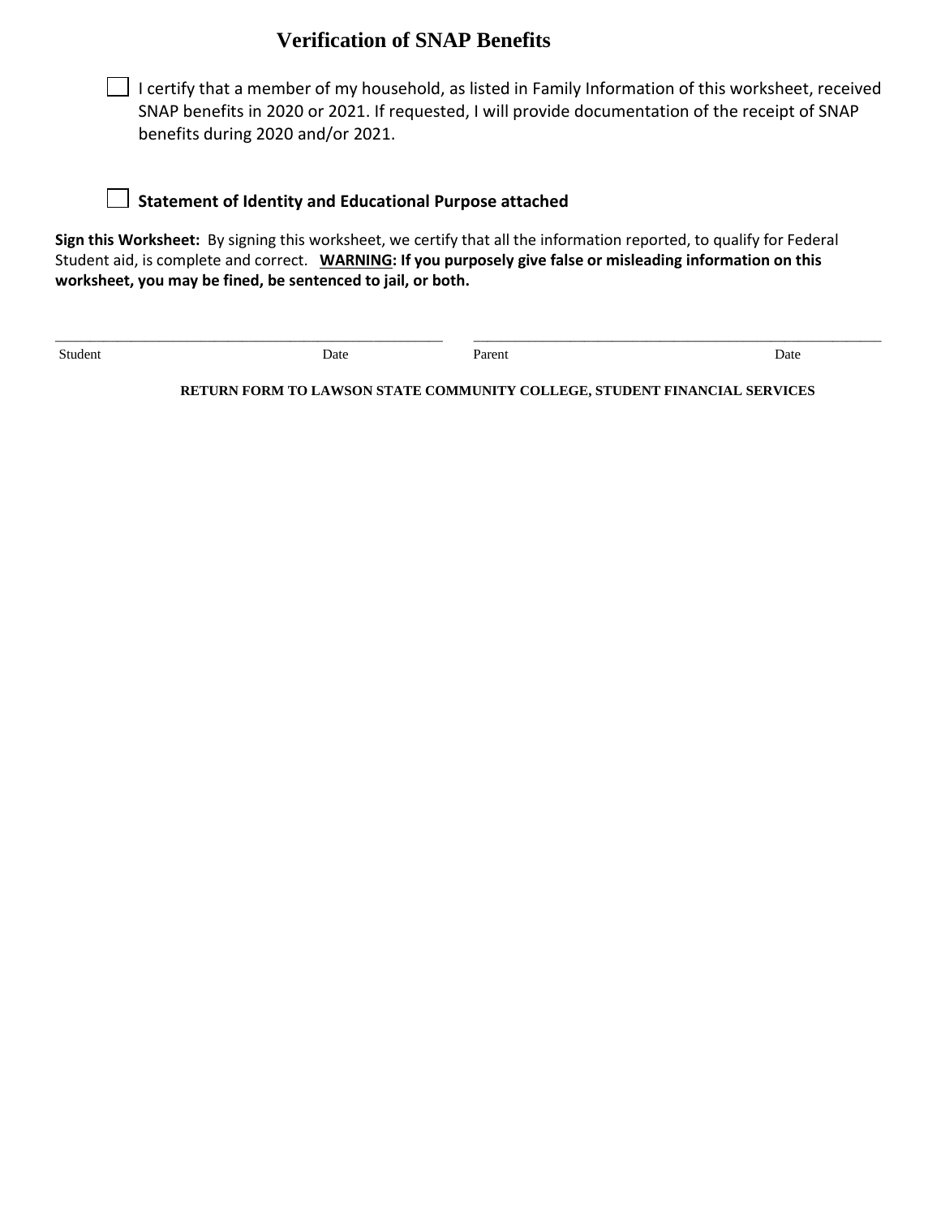# Verification of SNAP Benefits

☐ I certify that a member of my household, as listed in Family Information of this worksheet, received SNAP benefits in 2020 or 2021. If requested, I will provide documentation of the receipt of SNAP benefits during 2020 and/or 2021.

☐ **Statement of Identity and Educational Purpose attached**

**Sign this Worksheet:** By signing this worksheet, we certify that all the information reported, to qualify for Federal Student aid, is complete and correct. **<u>WARNING</u>: If you purposely give false or misleading information on this worksheet, you may be fined, be sentenced to jail, or both.**

_______________________________________________ &nbsp;&nbsp;&nbsp; _______________________________________________

Student &nbsp;&nbsp;&nbsp;&nbsp;&nbsp;&nbsp;&nbsp;&nbsp;&nbsp;&nbsp;&nbsp;&nbsp;&nbsp;&nbsp;&nbsp;&nbsp;&nbsp;&nbsp;&nbsp;&nbsp;&nbsp;&nbsp;&nbsp;&nbsp; Date &nbsp;&nbsp;&nbsp;&nbsp;&nbsp;&nbsp;&nbsp;&nbsp;&nbsp;&nbsp;&nbsp;&nbsp; Parent &nbsp;&nbsp;&nbsp;&nbsp;&nbsp;&nbsp;&nbsp;&nbsp;&nbsp;&nbsp;&nbsp;&nbsp;&nbsp;&nbsp;&nbsp;&nbsp;&nbsp;&nbsp;&nbsp;&nbsp;&nbsp;&nbsp;&nbsp;&nbsp; Date

**RETURN FORM TO LAWSON STATE COMMUNITY COLLEGE, STUDENT FINANCIAL SERVICES**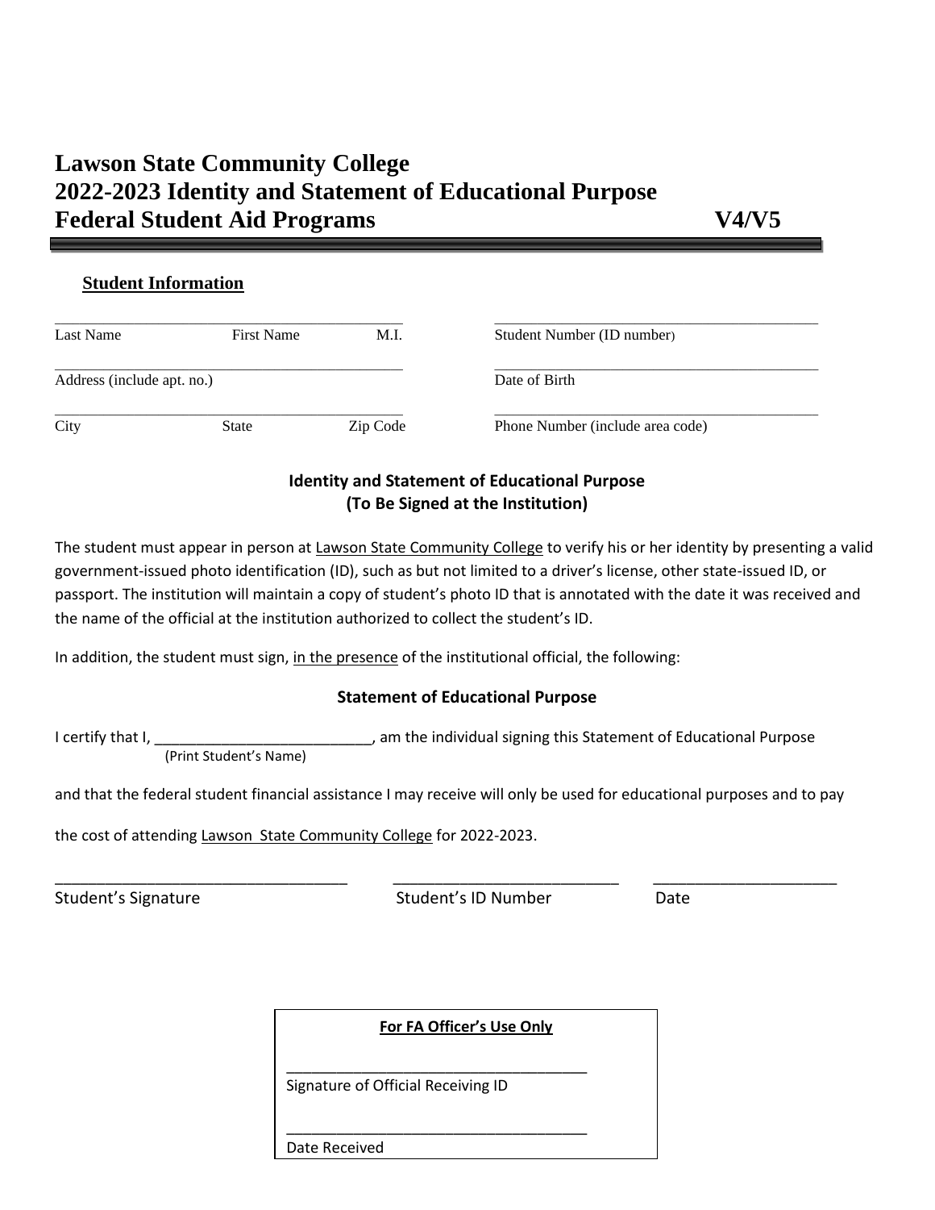# Lawson State Community College
# 2022-2023 Identity and Statement of Educational Purpose
# Federal Student Aid Programs V4/V5

## Student Information

| | | | |
|---|---|---|---|
| Last Name | First Name | M.I. | Student Number (ID number) |
| Address (include apt. no.) | | | Date of Birth |
| City | State | Zip Code | Phone Number (include area code) |

### Identity and Statement of Educational Purpose
### (To Be Signed at the Institution)

The student must appear in person at Lawson State Community College to verify his or her identity by presenting a valid government-issued photo identification (ID), such as but not limited to a driver's license, other state-issued ID, or passport. The institution will maintain a copy of student's photo ID that is annotated with the date it was received and the name of the official at the institution authorized to collect the student's ID.

In addition, the student must sign, in the presence of the institutional official, the following:

### Statement of Educational Purpose

I certify that I, ___________________________, am the individual signing this Statement of Educational Purpose
(Print Student's Name)

and that the federal student financial assistance I may receive will only be used for educational purposes and to pay the cost of attending Lawson State Community College for 2022-2023.

___________________________________ ___________________________ ______________________

Student's Signature Student's ID Number Date

**For FA Officer's Use Only**

___________________________________

Signature of Official Receiving ID

___________________________________

Date Received